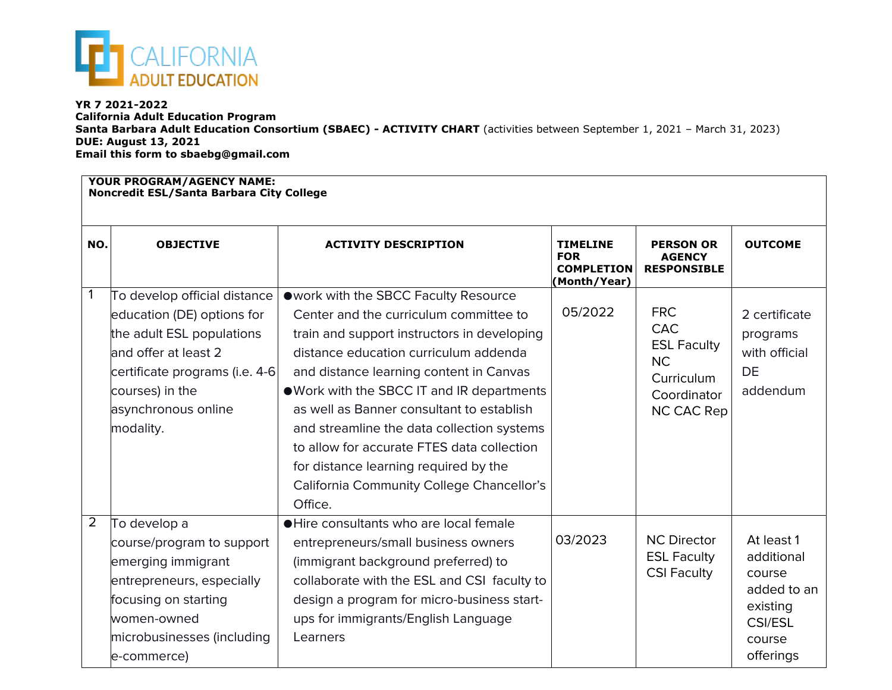CALIFORNIA ADULT EDUCATION

**YR 7 2021-2022**
**California Adult Education Program**
**Santa Barbara Adult Education Consortium (SBAEC) - ACTIVITY CHART** (activities between September 1, 2021 – March 31, 2023)
**DUE: August 13, 2021**
**Email this form to sbaebg@gmail.com**

| **YOUR PROGRAM/AGENCY NAME:** **Noncredit ESL/Santa Barbara City College** | | | | | |
|---|---|---|---|---|---|
| **NO.** | **OBJECTIVE** | **ACTIVITY DESCRIPTION** | **TIMELINE FOR COMPLETION (Month/Year)** | **PERSON OR AGENCY RESPONSIBLE** | **OUTCOME** |
| 1 | To develop official distance education (DE) options for the adult ESL populations and offer at least 2 certificate programs (i.e. 4-6 courses) in the asynchronous online modality. | ● work with the SBCC Faculty Resource Center and the curriculum committee to train and support instructors in developing distance education curriculum addenda and distance learning content in Canvas<br>● Work with the SBCC IT and IR departments as well as Banner consultant to establish and streamline the data collection systems to allow for accurate FTES data collection for distance learning required by the California Community College Chancellor's Office. | 05/2022 | FRC<br>CAC<br>ESL Faculty<br>NC Curriculum Coordinator<br>NC CAC Rep | 2 certificate programs with official DE addendum |
| 2 | To develop a course/program to support emerging immigrant entrepreneurs, especially focusing on starting women-owned microbusinesses (including e-commerce) | ● Hire consultants who are local female entrepreneurs/small business owners (immigrant background preferred) to collaborate with the ESL and CSI faculty to design a program for micro-business start-ups for immigrants/English Language Learners | 03/2023 | NC Director<br>ESL Faculty<br>CSI Faculty | At least 1 additional course added to an existing CSI/ESL course offerings |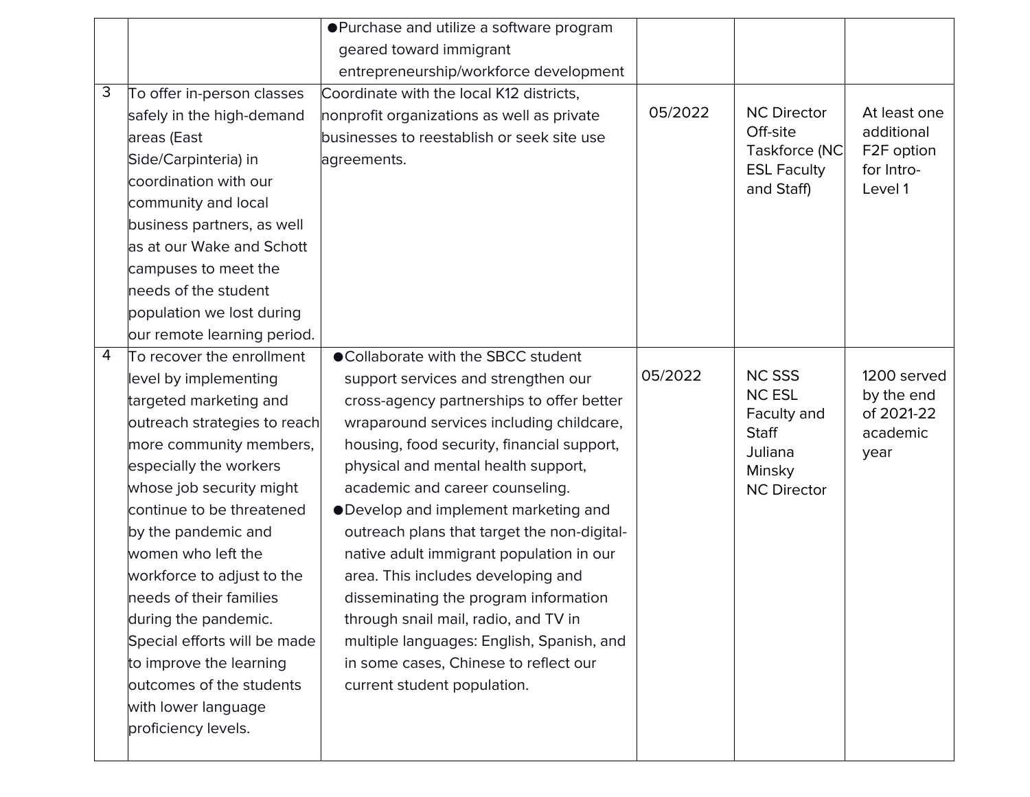|  |  |  |  |  |  |
|---|---|---|---|---|---|
|  |  | ● Purchase and utilize a software program geared toward immigrant entrepreneurship/workforce development |  |  |  |
| 3 | To offer in-person classes safely in the high-demand areas (East Side/Carpinteria) in coordination with our community and local business partners, as well as at our Wake and Schott campuses to meet the needs of the student population we lost during our remote learning period. | Coordinate with the local K12 districts, nonprofit organizations as well as private businesses to reestablish or seek site use agreements. | 05/2022 | NC Director<br>Off-site Taskforce (NC ESL Faculty and Staff) | At least one additional F2F option for Intro-Level 1 |
| 4 | To recover the enrollment level by implementing targeted marketing and outreach strategies to reach more community members, especially the workers whose job security might continue to be threatened by the pandemic and women who left the workforce to adjust to the needs of their families during the pandemic. Special efforts will be made to improve the learning outcomes of the students with lower language proficiency levels. | ● Collaborate with the SBCC student support services and strengthen our cross-agency partnerships to offer better wraparound services including childcare, housing, food security, financial support, physical and mental health support, academic and career counseling.<br>● Develop and implement marketing and outreach plans that target the non-digital-native adult immigrant population in our area. This includes developing and disseminating the program information through snail mail, radio, and TV in multiple languages: English, Spanish, and in some cases, Chinese to reflect our current student population. | 05/2022 | NC SSS<br>NC ESL Faculty and Staff<br>Juliana Minsky<br>NC Director | 1200 served by the end of 2021-22 academic year |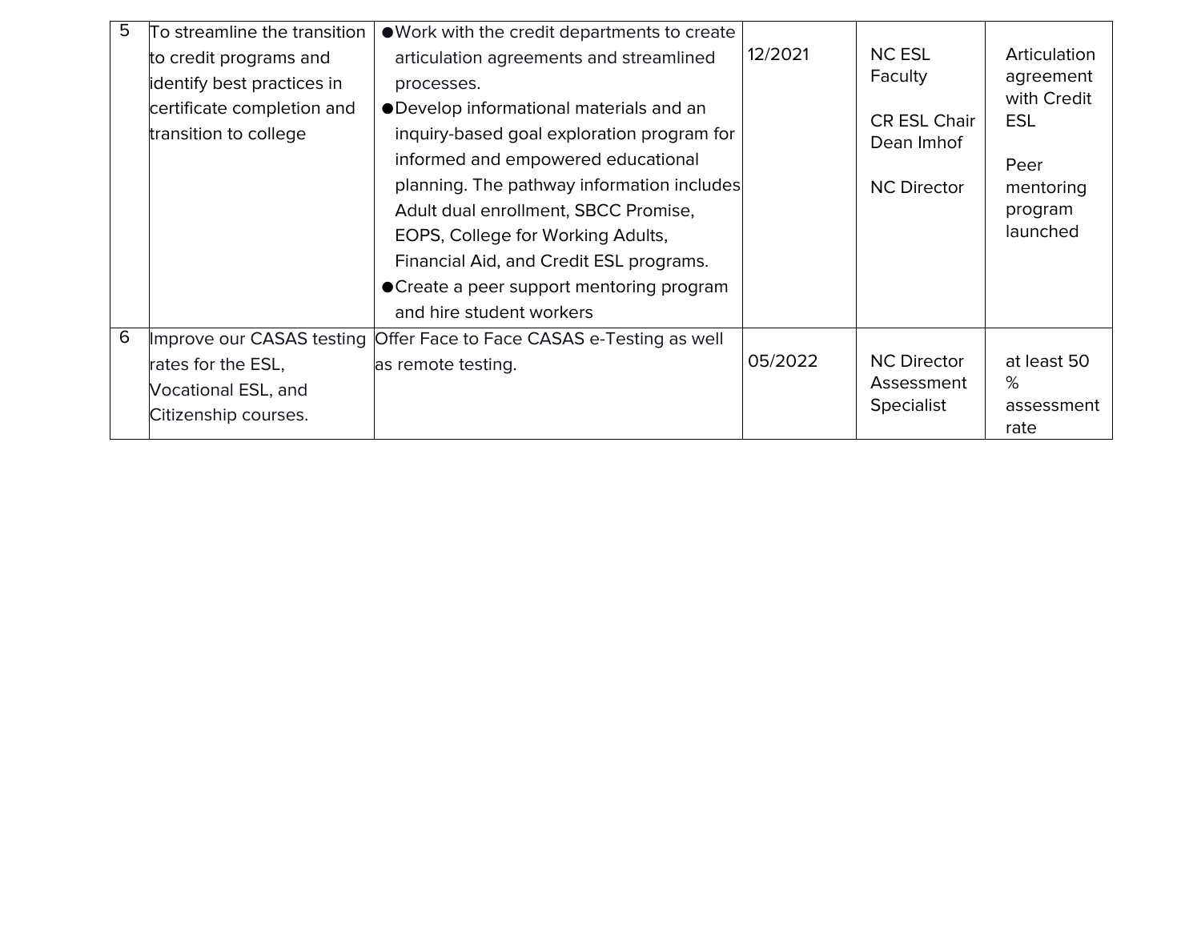| | | | | | |
|---|---|---|---|---|---|
| 5 | To streamline the transition to credit programs and identify best practices in certificate completion and transition to college | ● Work with the credit departments to create articulation agreements and streamlined processes.<br>● Develop informational materials and an inquiry-based goal exploration program for informed and empowered educational planning. The pathway information includes Adult dual enrollment, SBCC Promise, EOPS, College for Working Adults, Financial Aid, and Credit ESL programs.<br>● Create a peer support mentoring program and hire student workers | 12/2021 | NC ESL Faculty<br><br>CR ESL Chair Dean Imhof<br><br>NC Director | Articulation agreement with Credit ESL<br><br>Peer mentoring program launched |
| 6 | Improve our CASAS testing rates for the ESL, Vocational ESL, and Citizenship courses. | Offer Face to Face CASAS e-Testing as well as remote testing. | 05/2022 | NC Director Assessment Specialist | at least 50 % assessment rate |